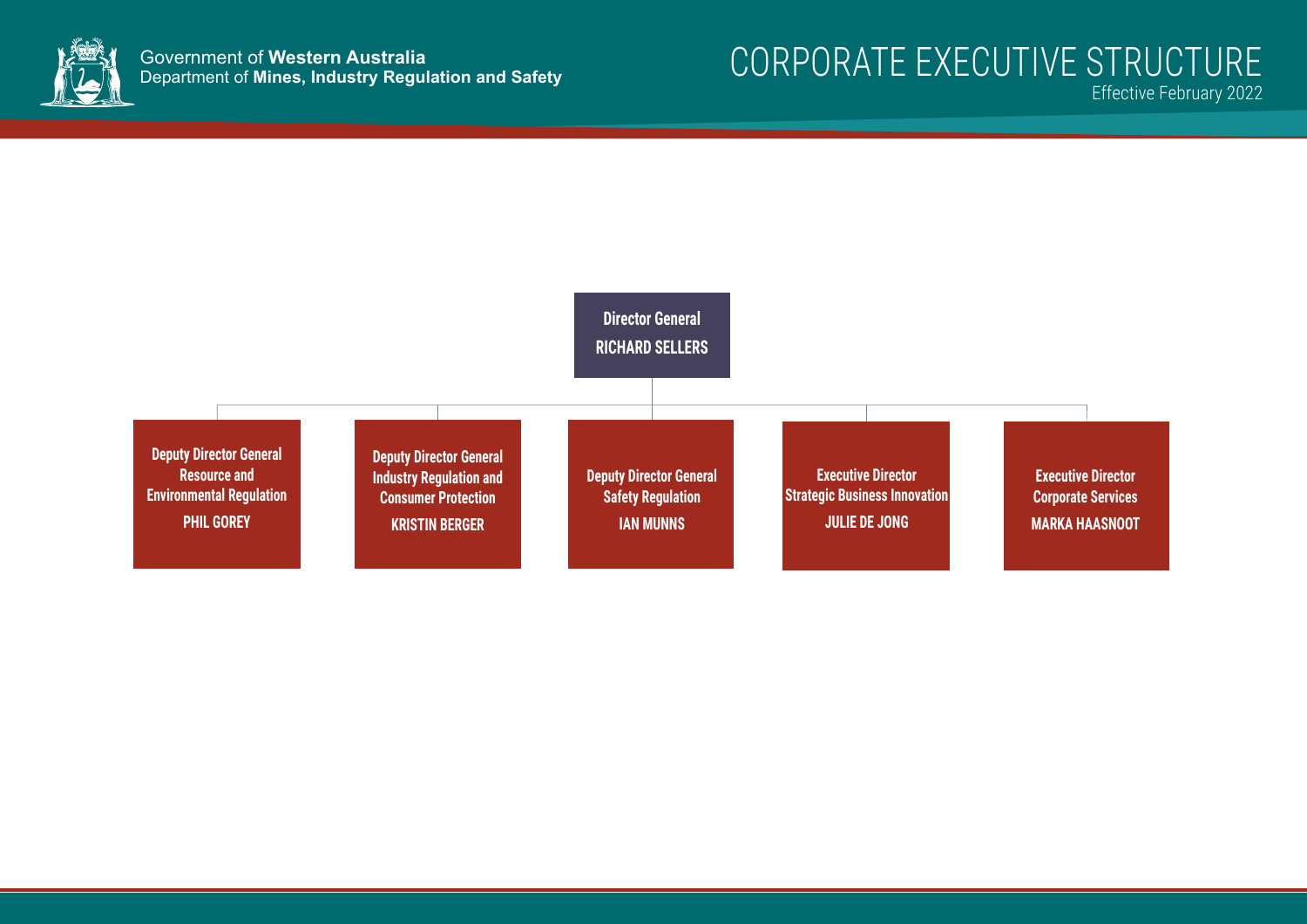Government of **Western Australia**
Department of **Mines, Industry Regulation and Safety**

# CORPORATE EXECUTIVE STRUCTURE

Effective February 2022

**Director General**
**RICHARD SELLERS**

- **Deputy Director General Resource and Environmental Regulation**
  **PHIL GOREY**
- **Deputy Director General Industry Regulation and Consumer Protection**
  **KRISTIN BERGER**
- **Deputy Director General Safety Regulation**
  **IAN MUNNS**
- **Executive Director Strategic Business Innovation**
  **JULIE DE JONG**
- **Executive Director Corporate Services**
  **MARKA HAASNOOT**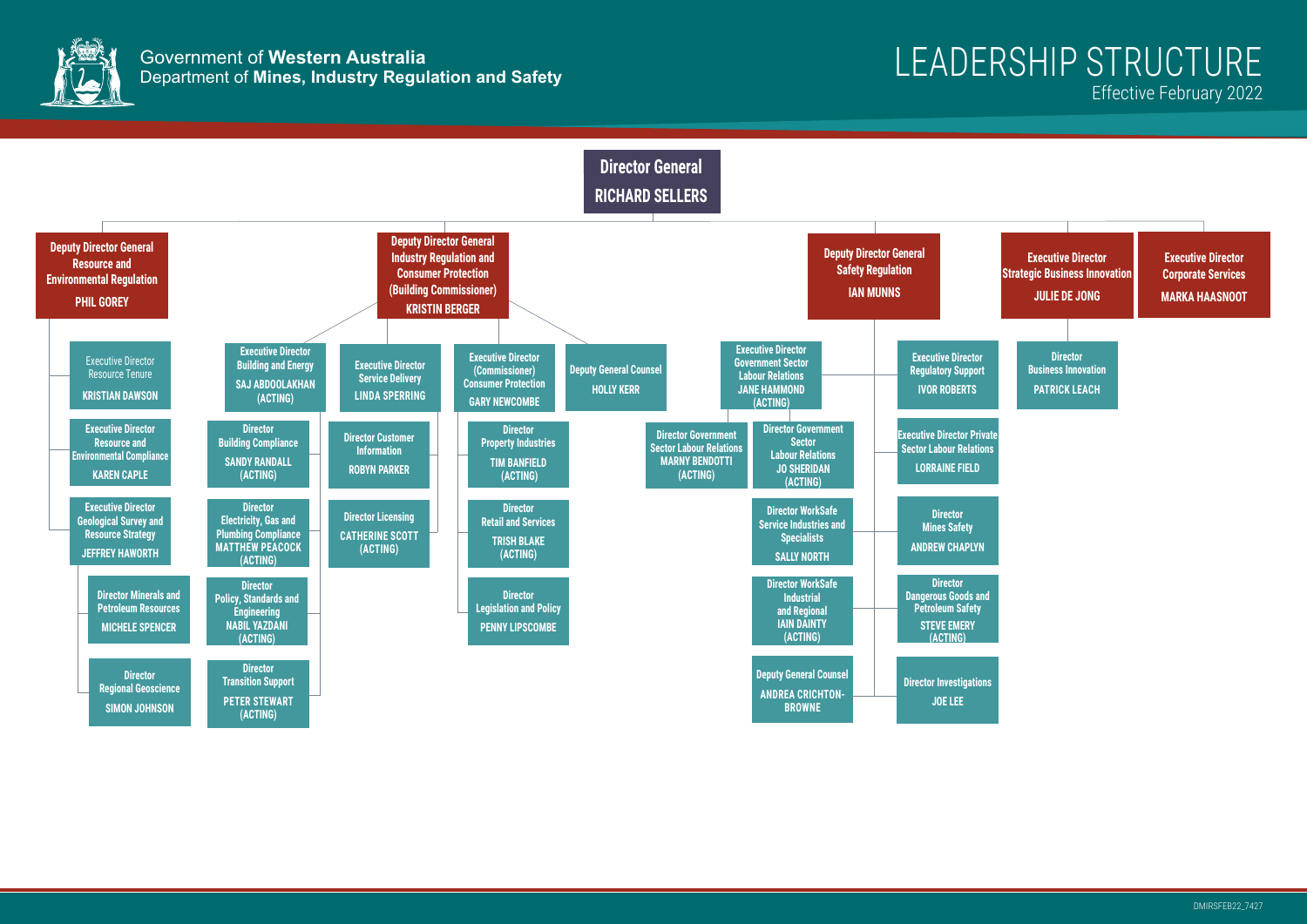Government of **Western Australia**
Department of **Mines, Industry Regulation and Safety**

# LEADERSHIP STRUCTURE

Effective February 2022

## Director General
**RICHARD SELLERS**

### Deputy Director General Resource and Environmental Regulation
**PHIL GOREY**

- Executive Director Resource Tenure — KRISTIAN DAWSON
- Executive Director Resource and Environmental Compliance — KAREN CAPLE
- Executive Director Geological Survey and Resource Strategy — JEFFREY HAWORTH
  - Director Minerals and Petroleum Resources — MICHELE SPENCER
  - Director Regional Geoscience — SIMON JOHNSON

### Deputy Director General Industry Regulation and Consumer Protection (Building Commissioner)
**KRISTIN BERGER**

- Executive Director Building and Energy — SAJ ABDOOLAKHAN (ACTING)
  - Director Building Compliance — SANDY RANDALL (ACTING)
  - Director Electricity, Gas and Plumbing Compliance — MATTHEW PEACOCK (ACTING)
  - Director Policy, Standards and Engineering — NABIL YAZDANI (ACTING)
  - Director Transition Support — PETER STEWART (ACTING)
- Executive Director Service Delivery — LINDA SPERRING
  - Director Customer Information — ROBYN PARKER
  - Director Licensing — CATHERINE SCOTT (ACTING)
- Executive Director (Commissioner) Consumer Protection — GARY NEWCOMBE
  - Director Property Industries — TIM BANFIELD (ACTING)
  - Director Retail and Services — TRISH BLAKE (ACTING)
  - Director Legislation and Policy — PENNY LIPSCOMBE
- Deputy General Counsel — HOLLY KERR

### Deputy Director General Safety Regulation
**IAN MUNNS**

- Executive Director Government Sector Labour Relations — JANE HAMMOND (ACTING)
  - Director Government Sector Labour Relations — MARNY BENDOTTI (ACTING)
  - Director Government Sector Labour Relations — JO SHERIDAN (ACTING)
- Director WorkSafe Service Industries and Specialists — SALLY NORTH
- Director WorkSafe Industrial and Regional — IAIN DAINTY (ACTING)
- Deputy General Counsel — ANDREA CRICHTON-BROWNE
- Executive Director Regulatory Support — IVOR ROBERTS
- Executive Director Private Sector Labour Relations — LORRAINE FIELD
- Director Mines Safety — ANDREW CHAPLYN
- Director Dangerous Goods and Petroleum Safety — STEVE EMERY (ACTING)
- Director Investigations — JOE LEE

### Executive Director Strategic Business Innovation
**JULIE DE JONG**

- Director Business Innovation — PATRICK LEACH

### Executive Director Corporate Services
**MARKA HAASNOOT**

DMIRSFEB22_7427